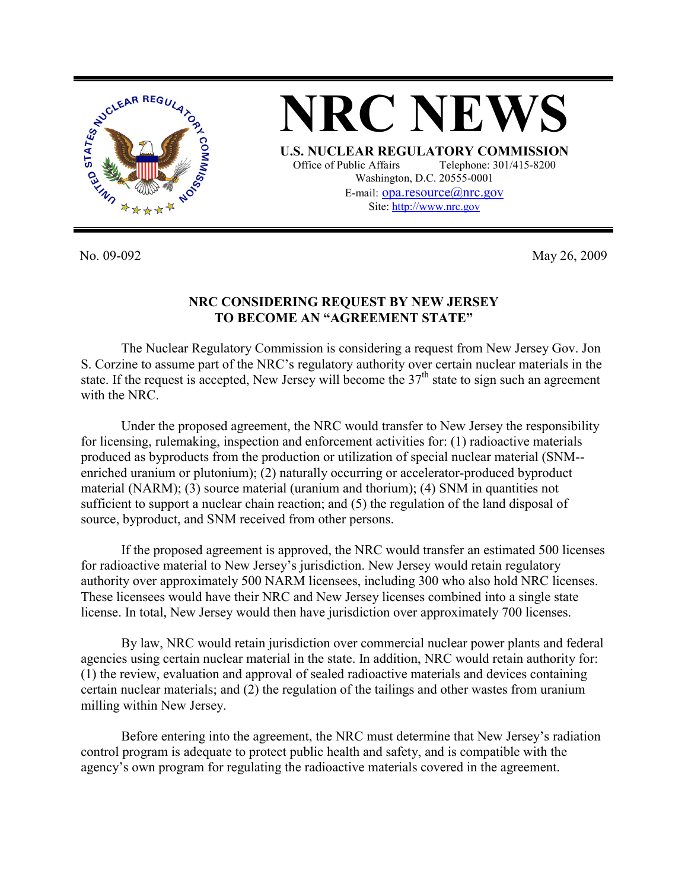# NRC NEWS

**U.S. NUCLEAR REGULATORY COMMISSION**
Office of Public Affairs Telephone: 301/415-8200
Washington, D.C. 20555-0001
E-mail: opa.resource@nrc.gov
Site: http://www.nrc.gov

No. 09-092 May 26, 2009

## NRC CONSIDERING REQUEST BY NEW JERSEY TO BECOME AN "AGREEMENT STATE"

The Nuclear Regulatory Commission is considering a request from New Jersey Gov. Jon S. Corzine to assume part of the NRC's regulatory authority over certain nuclear materials in the state. If the request is accepted, New Jersey will become the 37th state to sign such an agreement with the NRC.

Under the proposed agreement, the NRC would transfer to New Jersey the responsibility for licensing, rulemaking, inspection and enforcement activities for: (1) radioactive materials produced as byproducts from the production or utilization of special nuclear material (SNM--enriched uranium or plutonium); (2) naturally occurring or accelerator-produced byproduct material (NARM); (3) source material (uranium and thorium); (4) SNM in quantities not sufficient to support a nuclear chain reaction; and (5) the regulation of the land disposal of source, byproduct, and SNM received from other persons.

If the proposed agreement is approved, the NRC would transfer an estimated 500 licenses for radioactive material to New Jersey's jurisdiction. New Jersey would retain regulatory authority over approximately 500 NARM licensees, including 300 who also hold NRC licenses. These licensees would have their NRC and New Jersey licenses combined into a single state license. In total, New Jersey would then have jurisdiction over approximately 700 licenses.

By law, NRC would retain jurisdiction over commercial nuclear power plants and federal agencies using certain nuclear material in the state. In addition, NRC would retain authority for: (1) the review, evaluation and approval of sealed radioactive materials and devices containing certain nuclear materials; and (2) the regulation of the tailings and other wastes from uranium milling within New Jersey.

Before entering into the agreement, the NRC must determine that New Jersey's radiation control program is adequate to protect public health and safety, and is compatible with the agency's own program for regulating the radioactive materials covered in the agreement.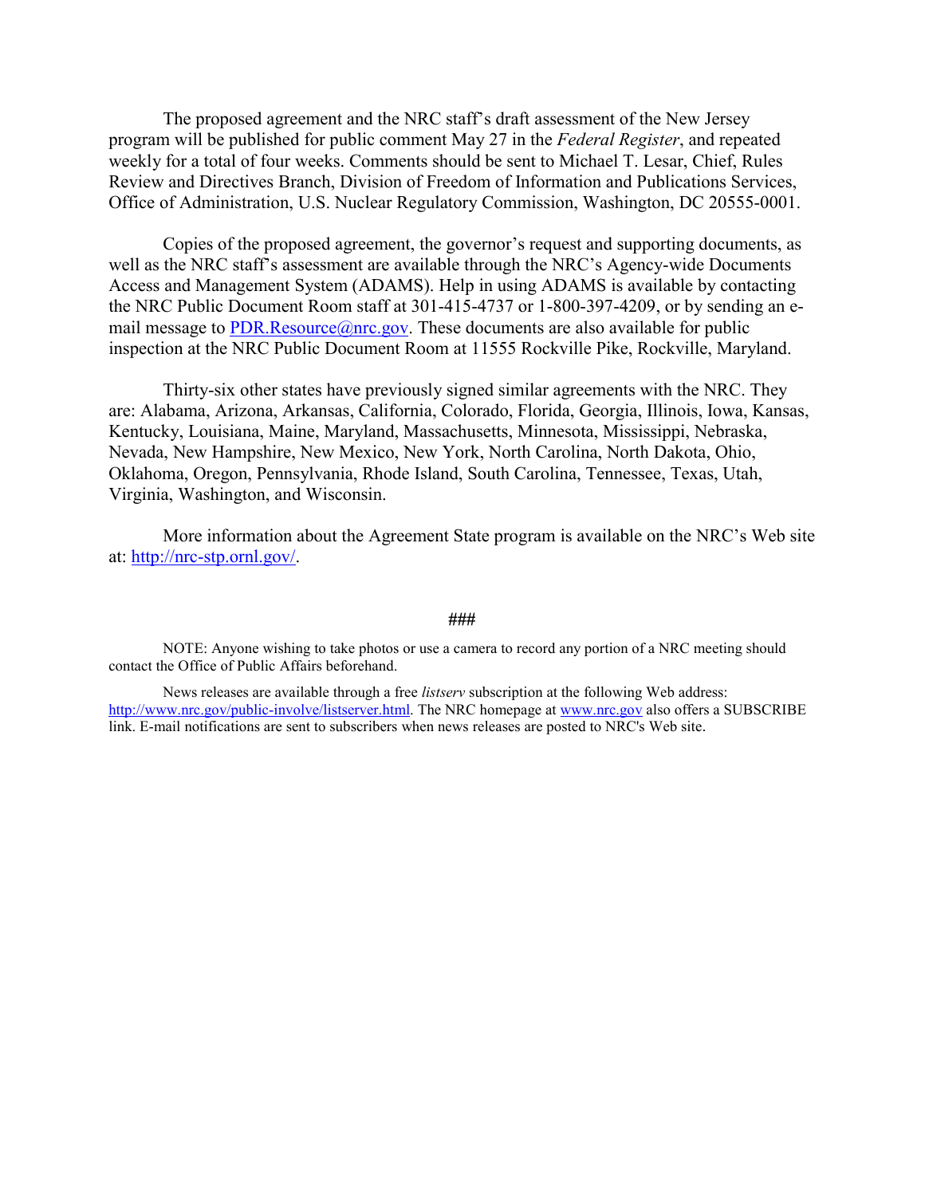The proposed agreement and the NRC staff's draft assessment of the New Jersey program will be published for public comment May 27 in the *Federal Register*, and repeated weekly for a total of four weeks. Comments should be sent to Michael T. Lesar, Chief, Rules Review and Directives Branch, Division of Freedom of Information and Publications Services, Office of Administration, U.S. Nuclear Regulatory Commission, Washington, DC 20555-0001.

Copies of the proposed agreement, the governor's request and supporting documents, as well as the NRC staff's assessment are available through the NRC's Agency-wide Documents Access and Management System (ADAMS). Help in using ADAMS is available by contacting the NRC Public Document Room staff at 301-415-4737 or 1-800-397-4209, or by sending an e-mail message to PDR.Resource@nrc.gov. These documents are also available for public inspection at the NRC Public Document Room at 11555 Rockville Pike, Rockville, Maryland.

Thirty-six other states have previously signed similar agreements with the NRC. They are: Alabama, Arizona, Arkansas, California, Colorado, Florida, Georgia, Illinois, Iowa, Kansas, Kentucky, Louisiana, Maine, Maryland, Massachusetts, Minnesota, Mississippi, Nebraska, Nevada, New Hampshire, New Mexico, New York, North Carolina, North Dakota, Ohio, Oklahoma, Oregon, Pennsylvania, Rhode Island, South Carolina, Tennessee, Texas, Utah, Virginia, Washington, and Wisconsin.

More information about the Agreement State program is available on the NRC's Web site at: http://nrc-stp.ornl.gov/.

###

NOTE: Anyone wishing to take photos or use a camera to record any portion of a NRC meeting should contact the Office of Public Affairs beforehand.

News releases are available through a free *listserv* subscription at the following Web address: http://www.nrc.gov/public-involve/listserver.html. The NRC homepage at www.nrc.gov also offers a SUBSCRIBE link. E-mail notifications are sent to subscribers when news releases are posted to NRC's Web site.